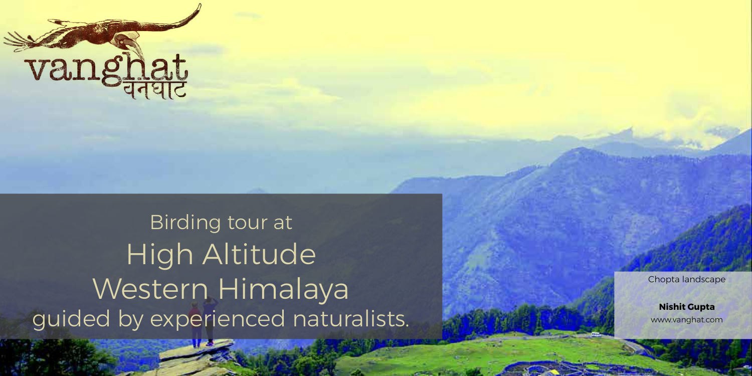vanghat
वनघाट

# Birding tour at High Altitude Western Himalaya guided by experienced naturalists.

Chopta landscape

**Nishit Gupta**
www.vanghat.com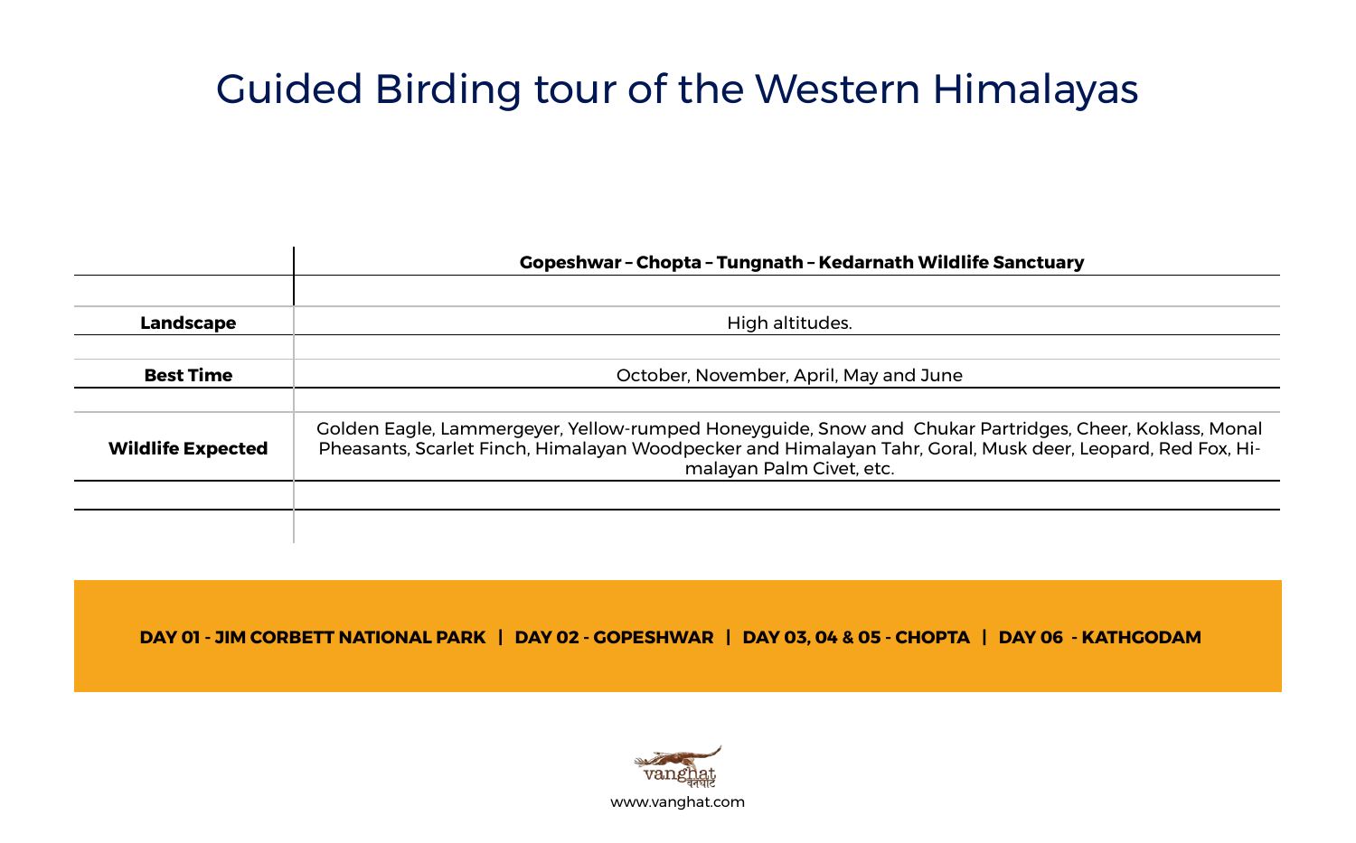# Guided Birding tour of the Western Himalayas

| | Gopeshwar – Chopta – Tungnath – Kedarnath Wildlife Sanctuary |
|---|---|
| **Landscape** | High altitudes. |
| **Best Time** | October, November, April, May and June |
| **Wildlife Expected** | Golden Eagle, Lammergeyer, Yellow-rumped Honeyguide, Snow and Chukar Partridges, Cheer, Koklass, Monal Pheasants, Scarlet Finch, Himalayan Woodpecker and Himalayan Tahr, Goral, Musk deer, Leopard, Red Fox, Himalayan Palm Civet, etc. |

**DAY 01 - JIM CORBETT NATIONAL PARK | DAY 02 - GOPESHWAR | DAY 03, 04 & 05 - CHOPTA | DAY 06 - KATHGODAM**

vanghat
वनघाट

www.vanghat.com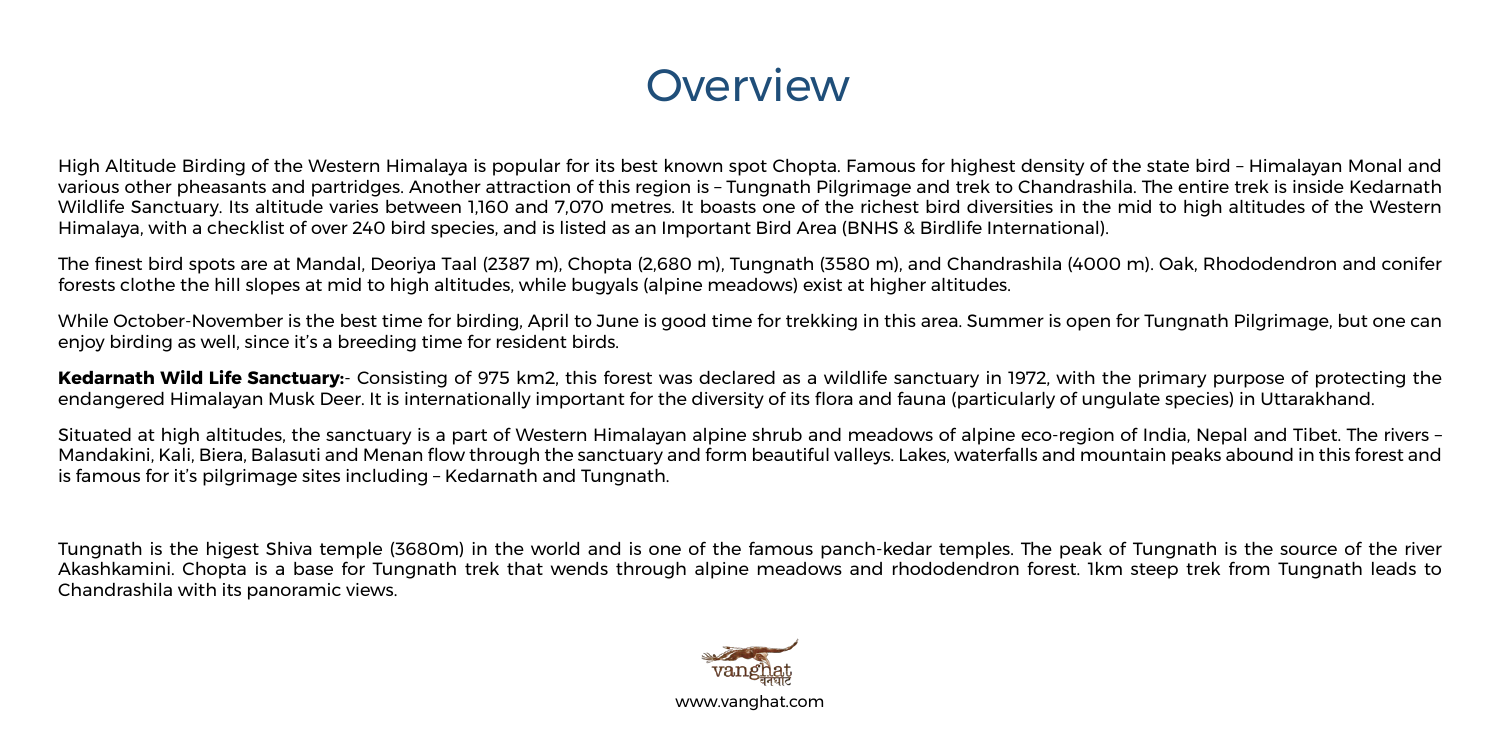# Overview

High Altitude Birding of the Western Himalaya is popular for its best known spot Chopta. Famous for highest density of the state bird – Himalayan Monal and various other pheasants and partridges. Another attraction of this region is – Tungnath Pilgrimage and trek to Chandrashila. The entire trek is inside Kedarnath Wildlife Sanctuary. Its altitude varies between 1,160 and 7,070 metres. It boasts one of the richest bird diversities in the mid to high altitudes of the Western Himalaya, with a checklist of over 240 bird species, and is listed as an Important Bird Area (BNHS & Birdlife International).

The finest bird spots are at Mandal, Deoriya Taal (2387 m), Chopta (2,680 m), Tungnath (3580 m), and Chandrashila (4000 m). Oak, Rhododendron and conifer forests clothe the hill slopes at mid to high altitudes, while bugyals (alpine meadows) exist at higher altitudes.

While October-November is the best time for birding, April to June is good time for trekking in this area. Summer is open for Tungnath Pilgrimage, but one can enjoy birding as well, since it's a breeding time for resident birds.

**Kedarnath Wild Life Sanctuary:**- Consisting of 975 km2, this forest was declared as a wildlife sanctuary in 1972, with the primary purpose of protecting the endangered Himalayan Musk Deer. It is internationally important for the diversity of its flora and fauna (particularly of ungulate species) in Uttarakhand.

Situated at high altitudes, the sanctuary is a part of Western Himalayan alpine shrub and meadows of alpine eco-region of India, Nepal and Tibet. The rivers – Mandakini, Kali, Biera, Balasuti and Menan flow through the sanctuary and form beautiful valleys. Lakes, waterfalls and mountain peaks abound in this forest and is famous for it's pilgrimage sites including – Kedarnath and Tungnath.

Tungnath is the higest Shiva temple (3680m) in the world and is one of the famous panch-kedar temples. The peak of Tungnath is the source of the river Akashkamini. Chopta is a base for Tungnath trek that wends through alpine meadows and rhododendron forest. 1km steep trek from Tungnath leads to Chandrashila with its panoramic views.

vanghat
वनघाट
www.vanghat.com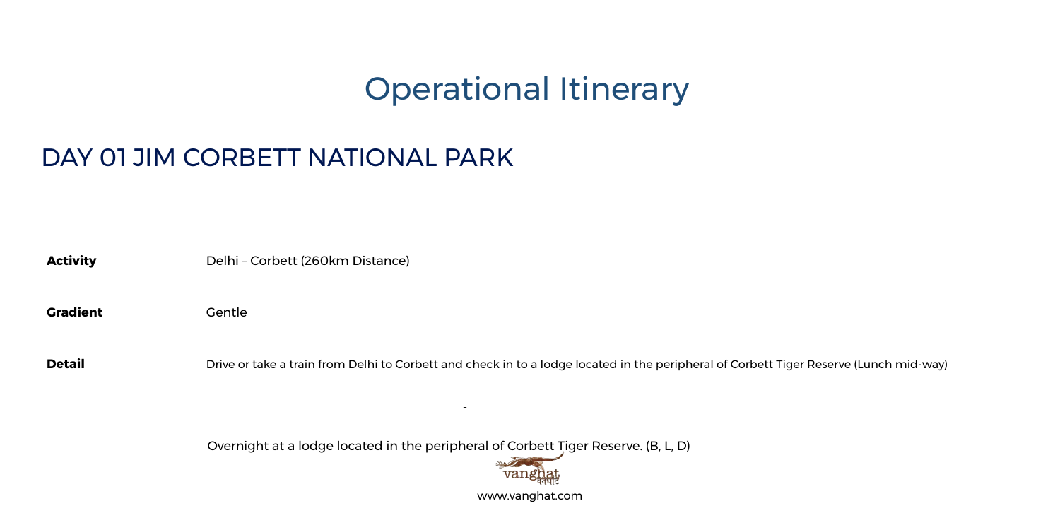# Operational Itinerary

## DAY 01 JIM CORBETT NATIONAL PARK

| | |
|---|---|
| **Activity** | Delhi – Corbett (260km Distance) |
| **Gradient** | Gentle |
| **Detail** | Drive or take a train from Delhi to Corbett and check in to a lodge located in the peripheral of Corbett Tiger Reserve (Lunch mid-way) |

-

Overnight at a lodge located in the peripheral of Corbett Tiger Reserve. (B, L, D)

vanghat वनघाट

www.vanghat.com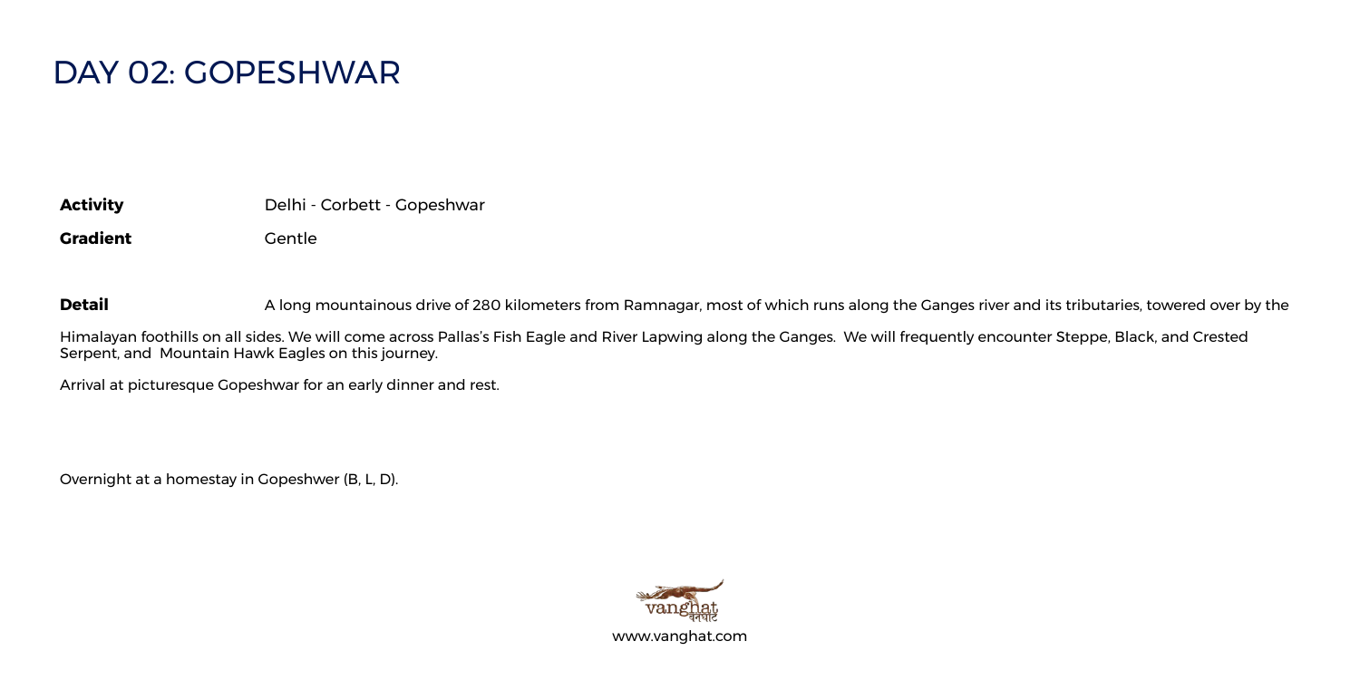# DAY 02: GOPESHWAR

**Activity** Delhi - Corbett - Gopeshwar

**Gradient** Gentle

**Detail** A long mountainous drive of 280 kilometers from Ramnagar, most of which runs along the Ganges river and its tributaries, towered over by the Himalayan foothills on all sides. We will come across Pallas's Fish Eagle and River Lapwing along the Ganges. We will frequently encounter Steppe, Black, and Crested Serpent, and Mountain Hawk Eagles on this journey.

Arrival at picturesque Gopeshwar for an early dinner and rest.

Overnight at a homestay in Gopeshwer (B, L, D).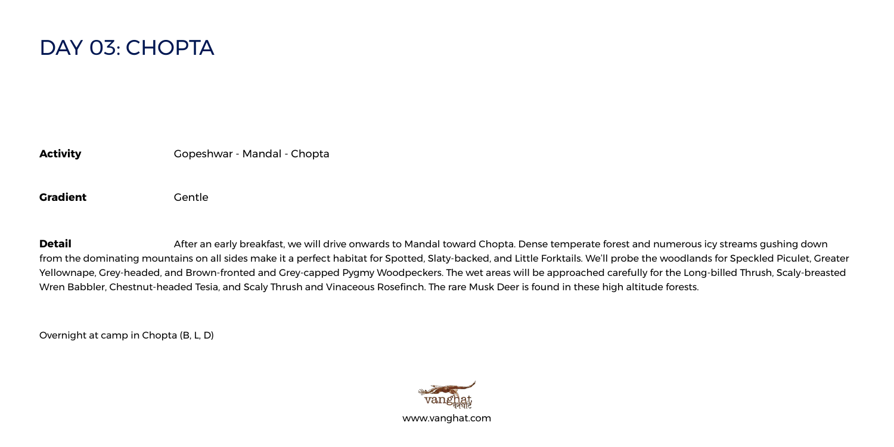# DAY 03: CHOPTA

**Activity** Gopeshwar - Mandal - Chopta

**Gradient** Gentle

**Detail** After an early breakfast, we will drive onwards to Mandal toward Chopta. Dense temperate forest and numerous icy streams gushing down from the dominating mountains on all sides make it a perfect habitat for Spotted, Slaty-backed, and Little Forktails. We'll probe the woodlands for Speckled Piculet, Greater Yellownape, Grey-headed, and Brown-fronted and Grey-capped Pygmy Woodpeckers. The wet areas will be approached carefully for the Long-billed Thrush, Scaly-breasted Wren Babbler, Chestnut-headed Tesia, and Scaly Thrush and Vinaceous Rosefinch. The rare Musk Deer is found in these high altitude forests.

Overnight at camp in Chopta (B, L, D)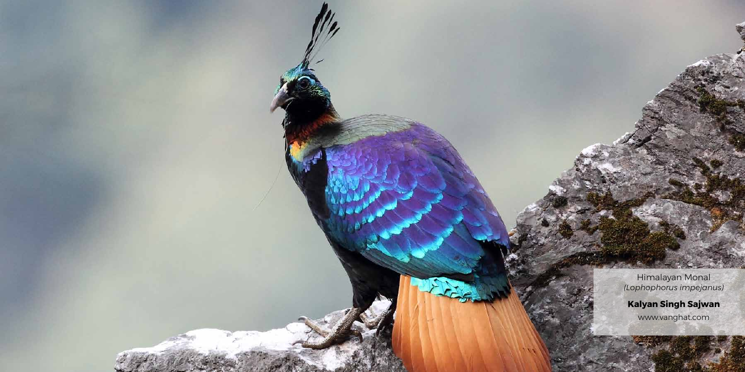Himalayan Monal
*(Lophophorus impejanus)*

**Kalyan Singh Sajwan**

www.vanghat.com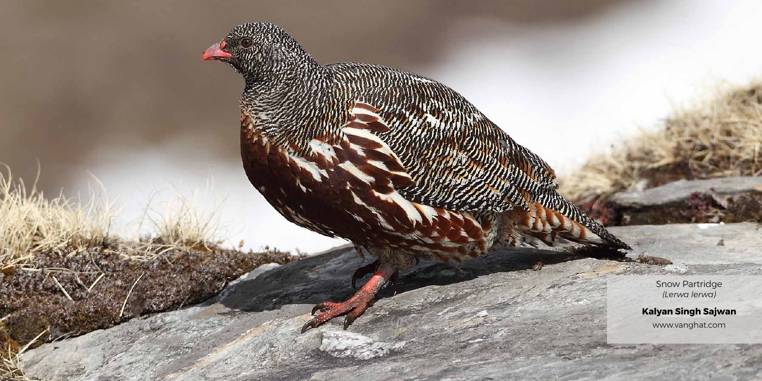Snow Partridge
*(Lerwa lerwa)*

**Kalyan Singh Sajwan**
www.vanghat.com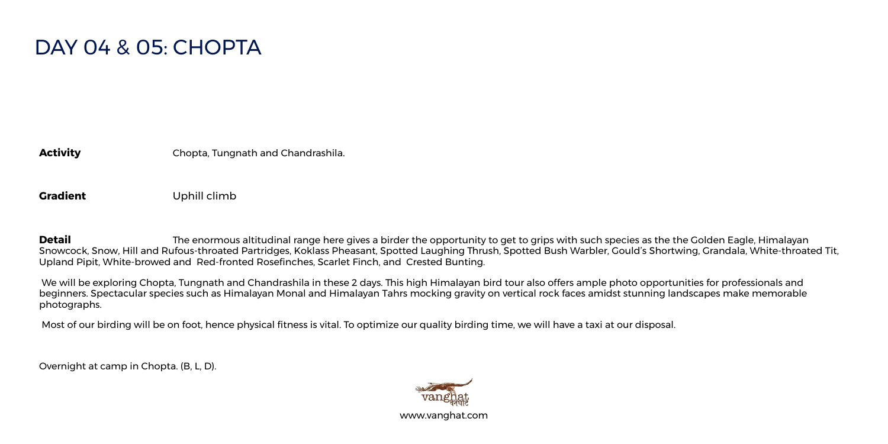# DAY 04 & 05: CHOPTA

**Activity** Chopta, Tungnath and Chandrashila.

**Gradient** Uphill climb

**Detail** The enormous altitudinal range here gives a birder the opportunity to get to grips with such species as the the Golden Eagle, Himalayan Snowcock, Snow, Hill and Rufous-throated Partridges, Koklass Pheasant, Spotted Laughing Thrush, Spotted Bush Warbler, Gould's Shortwing, Grandala, White-throated Tit, Upland Pipit, White-browed and Red-fronted Rosefinches, Scarlet Finch, and Crested Bunting.

We will be exploring Chopta, Tungnath and Chandrashila in these 2 days. This high Himalayan bird tour also offers ample photo opportunities for professionals and beginners. Spectacular species such as Himalayan Monal and Himalayan Tahrs mocking gravity on vertical rock faces amidst stunning landscapes make memorable photographs.

Most of our birding will be on foot, hence physical fitness is vital. To optimize our quality birding time, we will have a taxi at our disposal.

Overnight at camp in Chopta. (B, L, D).

vanghat

www.vanghat.com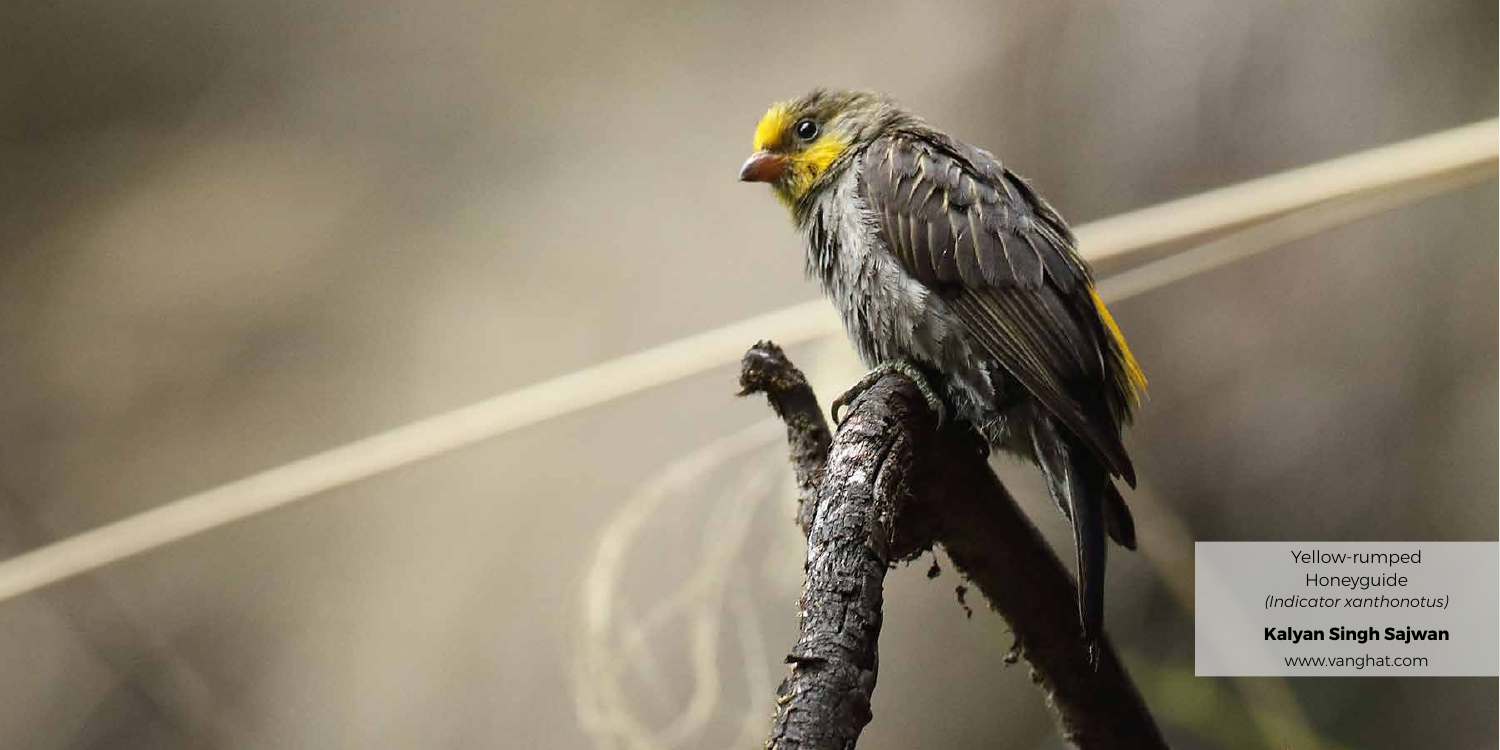Yellow-rumped Honeyguide *(Indicator xanthonotus)*

**Kalyan Singh Sajwan**

www.vanghat.com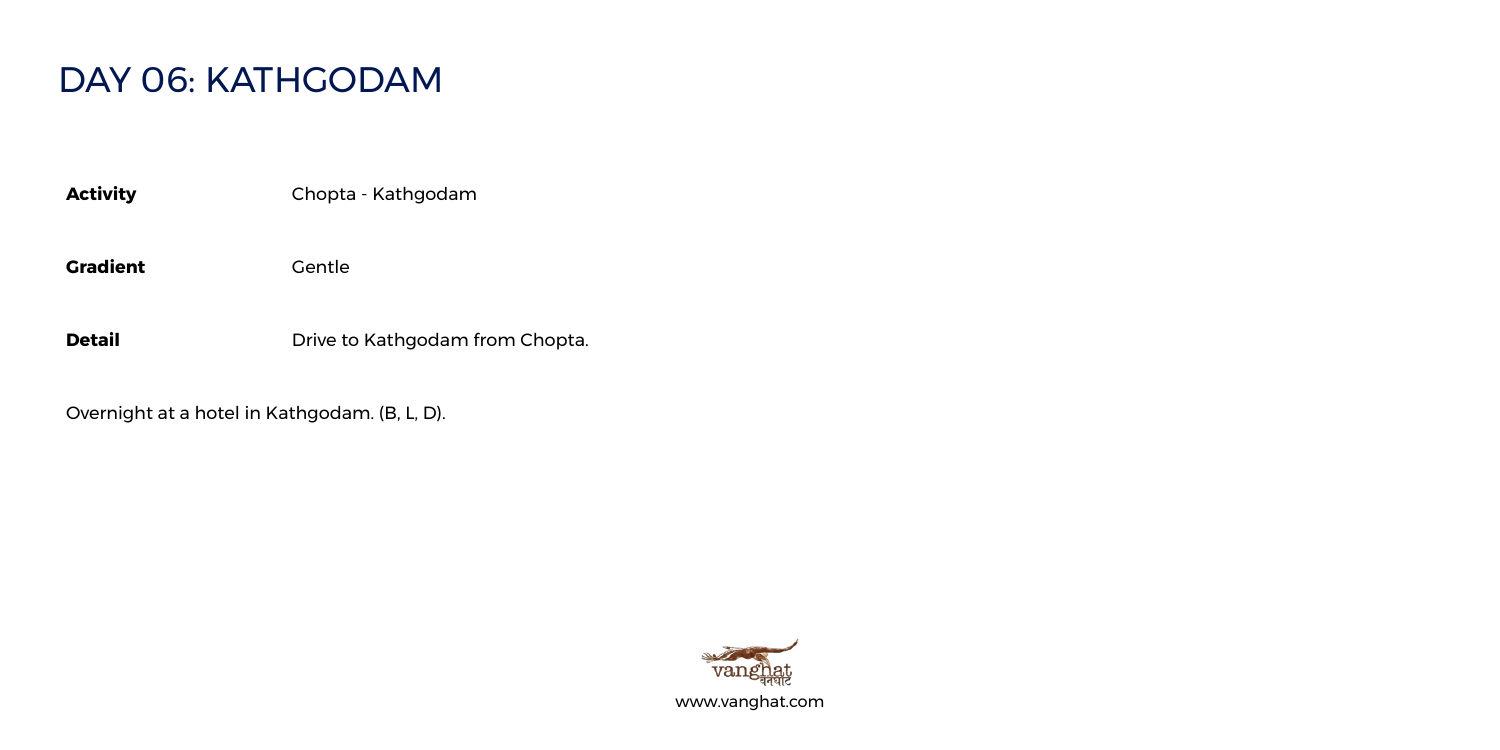# DAY 06: KATHGODAM

| | |
|---|---|
| **Activity** | Chopta - Kathgodam |
| **Gradient** | Gentle |
| **Detail** | Drive to Kathgodam from Chopta. |

Overnight at a hotel in Kathgodam. (B, L, D).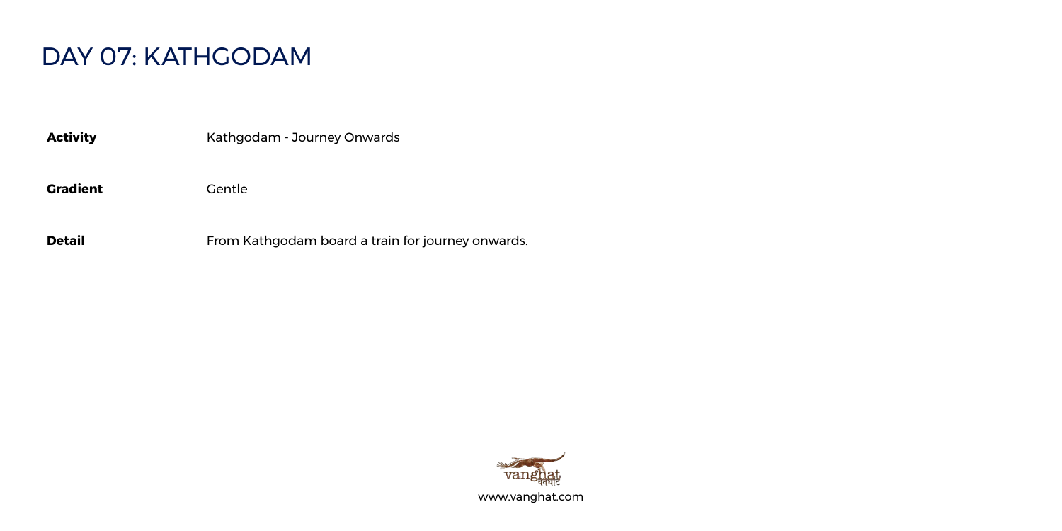# DAY 07: KATHGODAM

| | |
|---|---|
| **Activity** | Kathgodam - Journey Onwards |
| **Gradient** | Gentle |
| **Detail** | From Kathgodam board a train for journey onwards. |

www.vanghat.com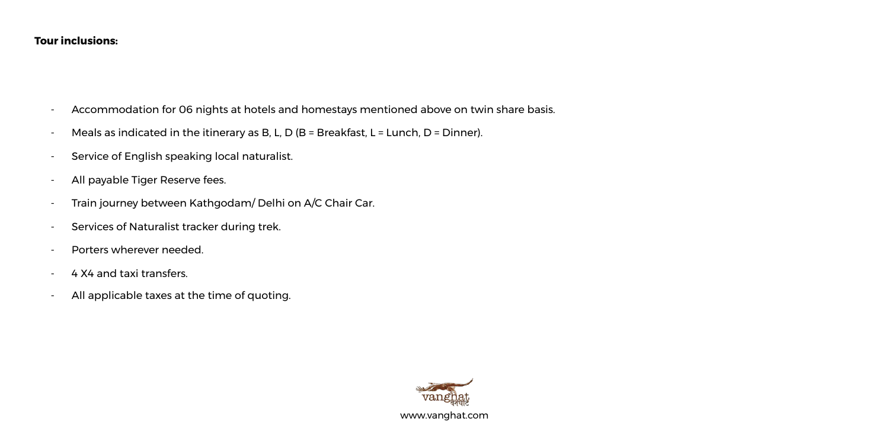**Tour inclusions:**

- Accommodation for 06 nights at hotels and homestays mentioned above on twin share basis.
- Meals as indicated in the itinerary as B, L, D (B = Breakfast, L = Lunch, D = Dinner).
- Service of English speaking local naturalist.
- All payable Tiger Reserve fees.
- Train journey between Kathgodam/ Delhi on A/C Chair Car.
- Services of Naturalist tracker during trek.
- Porters wherever needed.
- 4 X4 and taxi transfers.
- All applicable taxes at the time of quoting.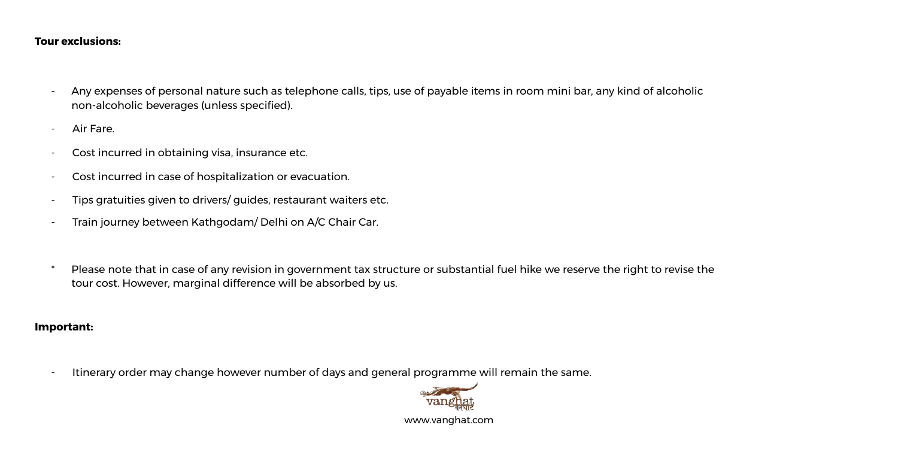**Tour exclusions:**

- Any expenses of personal nature such as telephone calls, tips, use of payable items in room mini bar, any kind of alcoholic non-alcoholic beverages (unless specified).
- Air Fare.
- Cost incurred in obtaining visa, insurance etc.
- Cost incurred in case of hospitalization or evacuation.
- Tips gratuities given to drivers/ guides, restaurant waiters etc.
- Train journey between Kathgodam/ Delhi on A/C Chair Car.

\* Please note that in case of any revision in government tax structure or substantial fuel hike we reserve the right to revise the tour cost. However, marginal difference will be absorbed by us.

**Important:**

- Itinerary order may change however number of days and general programme will remain the same.

www.vanghat.com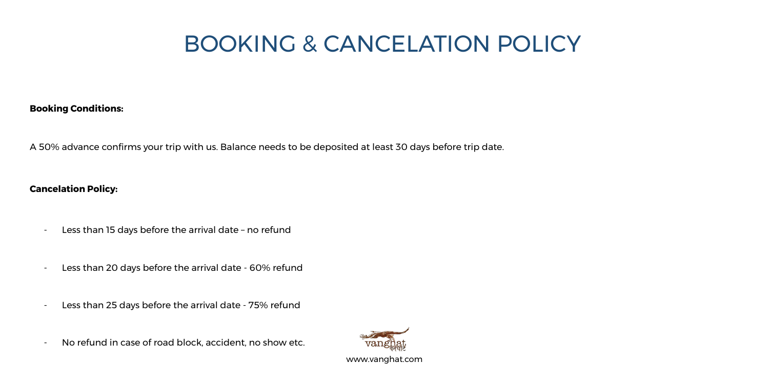# BOOKING & CANCELATION POLICY

**Booking Conditions:**

A 50% advance confirms your trip with us. Balance needs to be deposited at least 30 days before trip date.

**Cancelation Policy:**

- Less than 15 days before the arrival date – no refund
- Less than 20 days before the arrival date - 60% refund
- Less than 25 days before the arrival date - 75% refund
- No refund in case of road block, accident, no show etc.

vanghat वनघाट

www.vanghat.com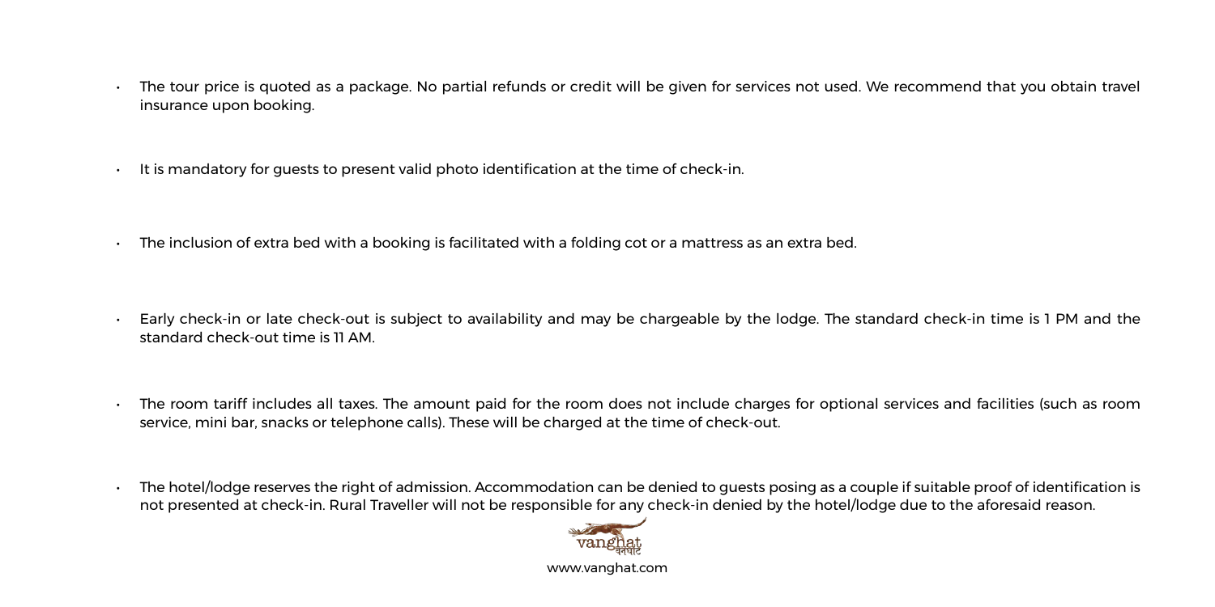- The tour price is quoted as a package. No partial refunds or credit will be given for services not used. We recommend that you obtain travel insurance upon booking.

- It is mandatory for guests to present valid photo identification at the time of check-in.

- The inclusion of extra bed with a booking is facilitated with a folding cot or a mattress as an extra bed.

- Early check-in or late check-out is subject to availability and may be chargeable by the lodge. The standard check-in time is 1 PM and the standard check-out time is 11 AM.

- The room tariff includes all taxes. The amount paid for the room does not include charges for optional services and facilities (such as room service, mini bar, snacks or telephone calls). These will be charged at the time of check-out.

- The hotel/lodge reserves the right of admission. Accommodation can be denied to guests posing as a couple if suitable proof of identification is not presented at check-in. Rural Traveller will not be responsible for any check-in denied by the hotel/lodge due to the aforesaid reason.

vanghat वनघाट

www.vanghat.com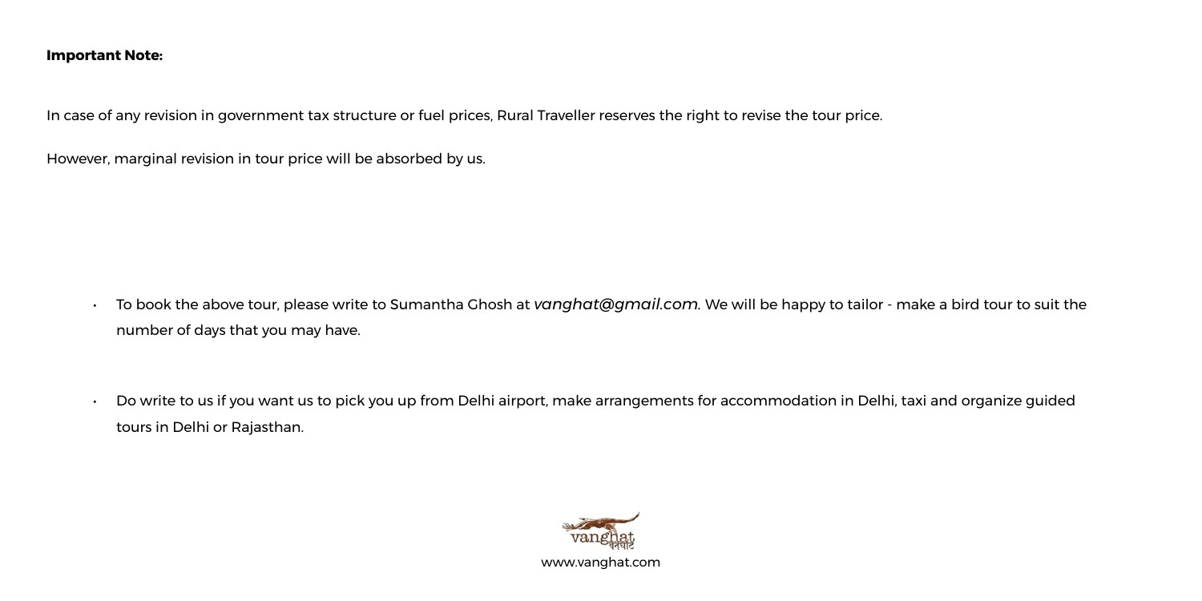**Important Note:**

In case of any revision in government tax structure or fuel prices, Rural Traveller reserves the right to revise the tour price.

However, marginal revision in tour price will be absorbed by us.

- To book the above tour, please write to Sumantha Ghosh at *vanghat@gmail.com.* We will be happy to tailor - make a bird tour to suit the number of days that you may have.

- Do write to us if you want us to pick you up from Delhi airport, make arrangements for accommodation in Delhi, taxi and organize guided tours in Delhi or Rajasthan.

vanghat वनघाट

www.vanghat.com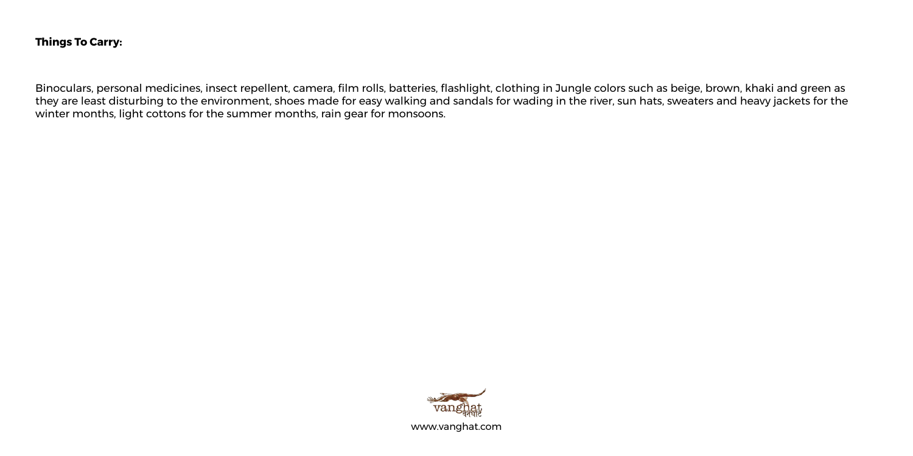**Things To Carry:**

Binoculars, personal medicines, insect repellent, camera, film rolls, batteries, flashlight, clothing in Jungle colors such as beige, brown, khaki and green as they are least disturbing to the environment, shoes made for easy walking and sandals for wading in the river, sun hats, sweaters and heavy jackets for the winter months, light cottons for the summer months, rain gear for monsoons.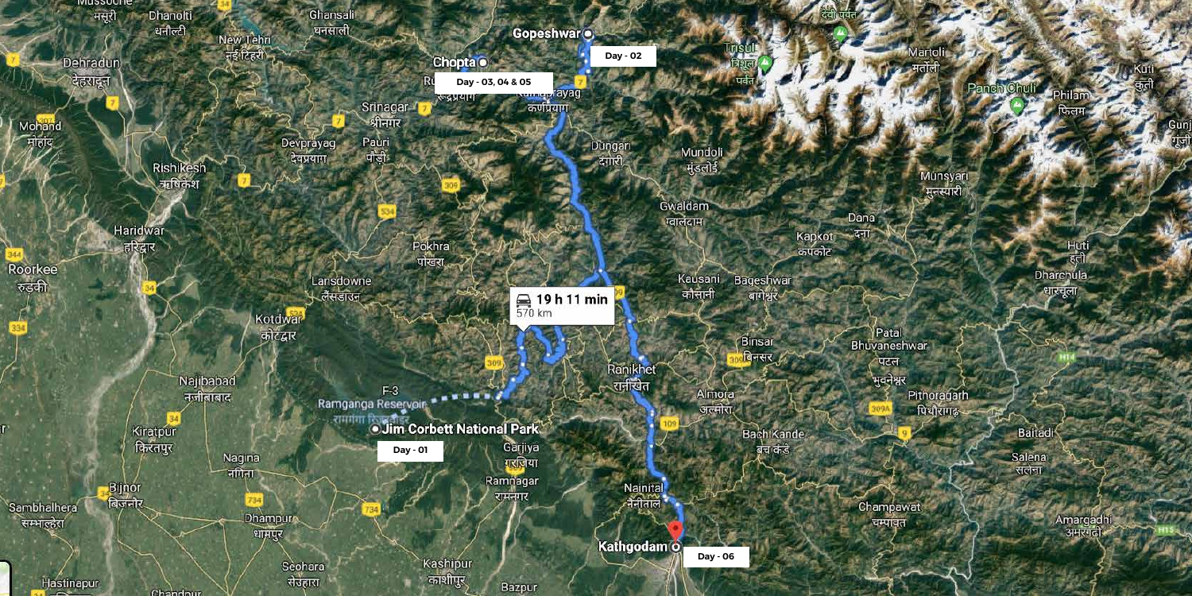Day - 01

Jim Corbett National Park

Day - 02

Gopeshwar

Day - 03, 04 & 05

Chopta

Day - 06

Kathgodam

19 h 11 min
570 km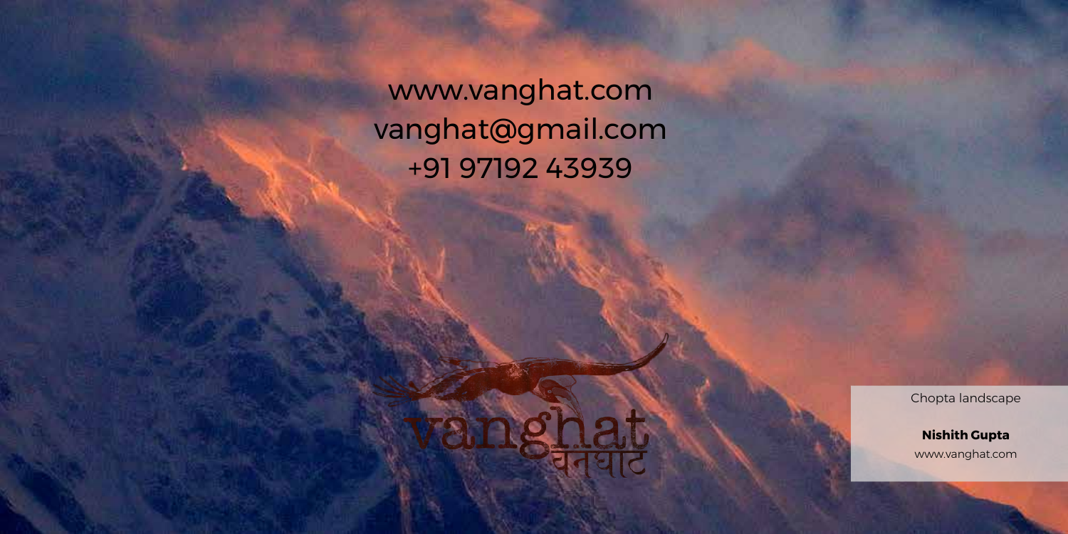www.vanghat.com
vanghat@gmail.com
+91 97192 43939

vanghat
वनघाट

Chopta landscape

**Nishith Gupta**
www.vanghat.com